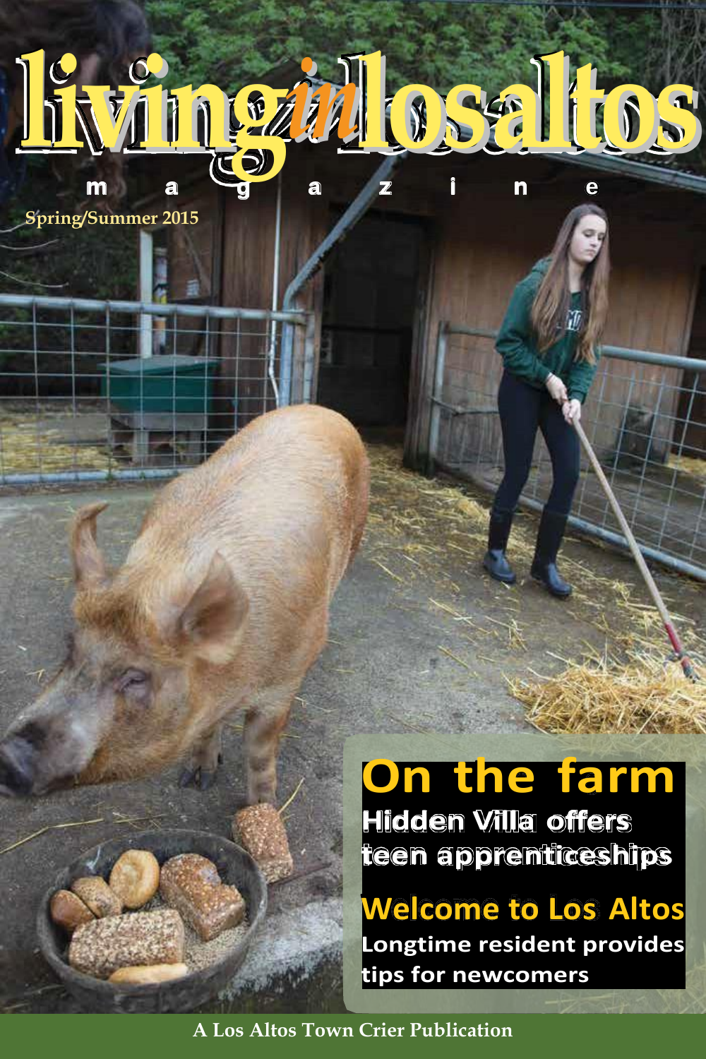# living*in*losaltos

magazine

Spring/Summer 2015

## On the farm

**Hidden Villa offers teen apprenticeships**

## Welcome to Los Altos

**Longtime resident provides tips for newcomers**

**A Los Altos Town Crier Publication**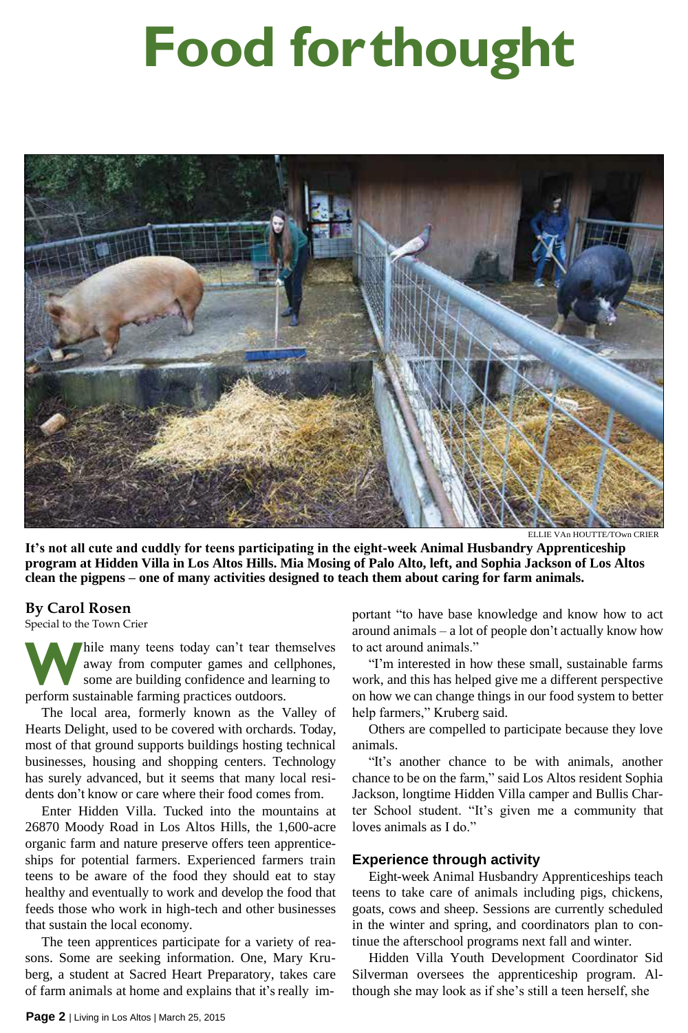# Food for thought

ELLIE VAn HOUTTE/TOwn CRIER

**It's not all cute and cuddly for teens participating in the eight-week Animal Husbandry Apprenticeship program at Hidden Villa in Los Altos Hills. Mia Mosing of Palo Alto, left, and Sophia Jackson of Los Altos clean the pigpens – one of many activities designed to teach them about caring for farm animals.**

**By Carol Rosen**

Special to the Town Crier

While many teens today can't tear themselves away from computer games and cellphones, some are building confidence and learning to perform sustainable farming practices outdoors.

The local area, formerly known as the Valley of Hearts Delight, used to be covered with orchards. Today, most of that ground supports buildings hosting technical businesses, housing and shopping centers. Technology has surely advanced, but it seems that many local residents don't know or care where their food comes from.

Enter Hidden Villa. Tucked into the mountains at 26870 Moody Road in Los Altos Hills, the 1,600-acre organic farm and nature preserve offers teen apprenticeships for potential farmers. Experienced farmers train teens to be aware of the food they should eat to stay healthy and eventually to work and develop the food that feeds those who work in high-tech and other businesses that sustain the local economy.

The teen apprentices participate for a variety of reasons. Some are seeking information. One, Mary Kruberg, a student at Sacred Heart Preparatory, takes care of farm animals at home and explains that it's really important "to have base knowledge and know how to act around animals – a lot of people don't actually know how to act around animals."

"I'm interested in how these small, sustainable farms work, and this has helped give me a different perspective on how we can change things in our food system to better help farmers," Kruberg said.

Others are compelled to participate because they love animals.

"It's another chance to be with animals, another chance to be on the farm," said Los Altos resident Sophia Jackson, longtime Hidden Villa camper and Bullis Charter School student. "It's given me a community that loves animals as I do."

## Experience through activity

Eight-week Animal Husbandry Apprenticeships teach teens to take care of animals including pigs, chickens, goats, cows and sheep. Sessions are currently scheduled in the winter and spring, and coordinators plan to continue the afterschool programs next fall and winter.

Hidden Villa Youth Development Coordinator Sid Silverman oversees the apprenticeship program. Although she may look as if she's still a teen herself, she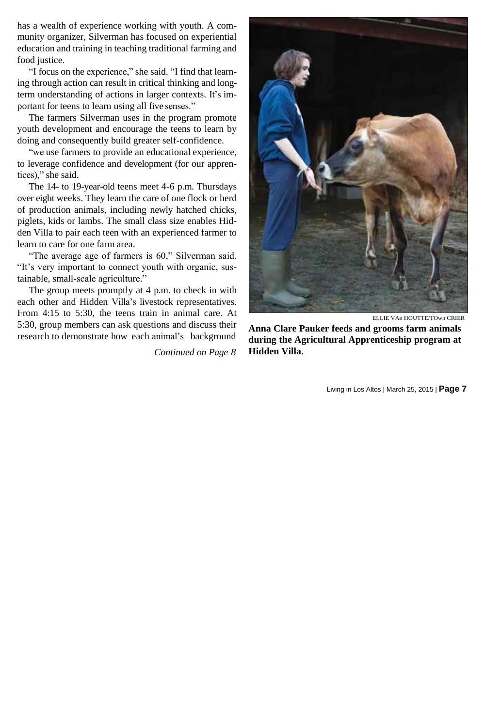has a wealth of experience working with youth. A community organizer, Silverman has focused on experiential education and training in teaching traditional farming and food justice.

"I focus on the experience," she said. "I find that learning through action can result in critical thinking and long-term understanding of actions in larger contexts. It's important for teens to learn using all five senses."

The farmers Silverman uses in the program promote youth development and encourage the teens to learn by doing and consequently build greater self-confidence.

"we use farmers to provide an educational experience, to leverage confidence and development (for our apprentices)," she said.

The 14- to 19-year-old teens meet 4-6 p.m. Thursdays over eight weeks. They learn the care of one flock or herd of production animals, including newly hatched chicks, piglets, kids or lambs. The small class size enables Hidden Villa to pair each teen with an experienced farmer to learn to care for one farm area.

"The average age of farmers is 60," Silverman said. "It's very important to connect youth with organic, sustainable, small-scale agriculture."

The group meets promptly at 4 p.m. to check in with each other and Hidden Villa's livestock representatives. From 4:15 to 5:30, the teens train in animal care. At 5:30, group members can ask questions and discuss their research to demonstrate how each animal's background

*Continued on Page 8*

ELLIE VAn HOUTTE/TOwn CRIER

**Anna Clare Pauker feeds and grooms farm animals during the Agricultural Apprenticeship program at Hidden Villa.**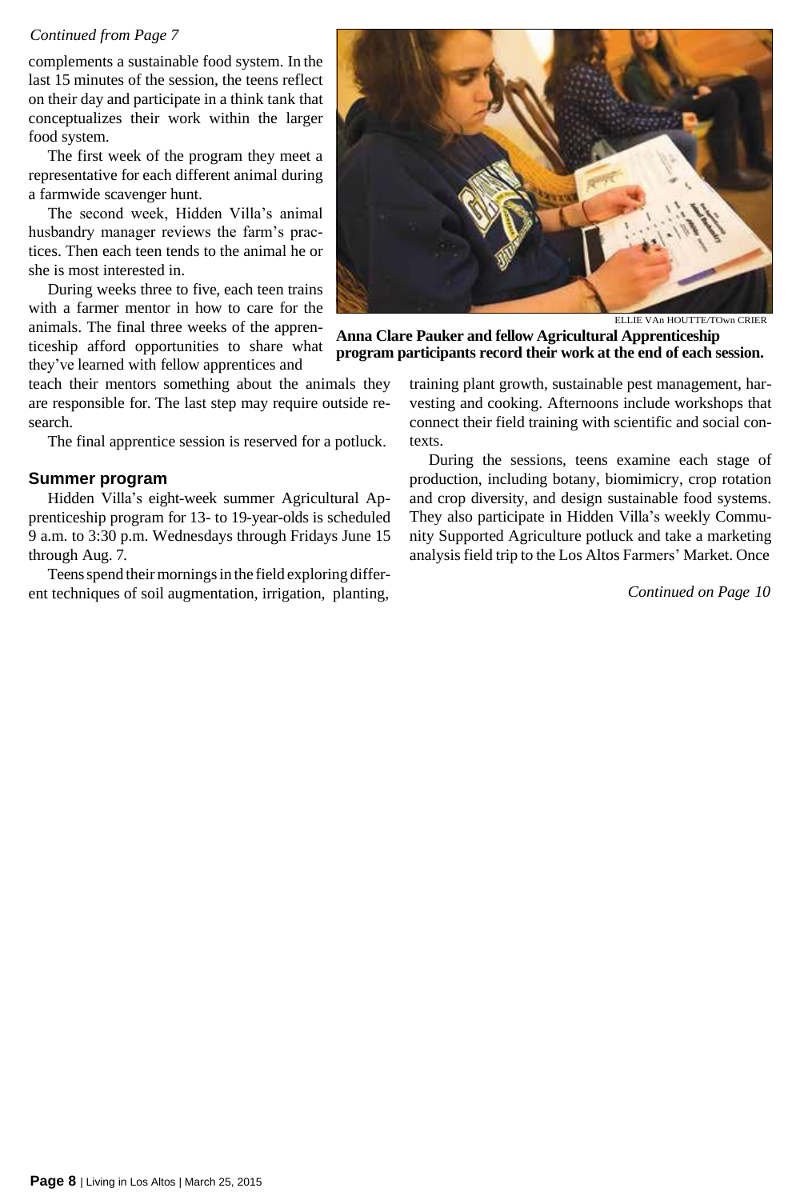*Continued from Page 7*

complements a sustainable food system. In the last 15 minutes of the session, the teens reflect on their day and participate in a think tank that conceptualizes their work within the larger food system.

The first week of the program they meet a representative for each different animal during a farmwide scavenger hunt.

The second week, Hidden Villa's animal husbandry manager reviews the farm's practices. Then each teen tends to the animal he or she is most interested in.

During weeks three to five, each teen trains with a farmer mentor in how to care for the animals. The final three weeks of the apprenticeship afford opportunities to share what they've learned with fellow apprentices and teach their mentors something about the animals they are responsible for. The last step may require outside research.

The final apprentice session is reserved for a potluck.

ELLIE VAn HOUTTE/TOwn CRIER

**Anna Clare Pauker and fellow Agricultural Apprenticeship program participants record their work at the end of each session.**

## Summer program

Hidden Villa's eight-week summer Agricultural Apprenticeship program for 13- to 19-year-olds is scheduled 9 a.m. to 3:30 p.m. Wednesdays through Fridays June 15 through Aug. 7.

Teens spend their mornings in the field exploring different techniques of soil augmentation, irrigation, planting, training plant growth, sustainable pest management, harvesting and cooking. Afternoons include workshops that connect their field training with scientific and social contexts.

During the sessions, teens examine each stage of production, including botany, biomimicry, crop rotation and crop diversity, and design sustainable food systems. They also participate in Hidden Villa's weekly Community Supported Agriculture potluck and take a marketing analysis field trip to the Los Altos Farmers' Market. Once

*Continued on Page 10*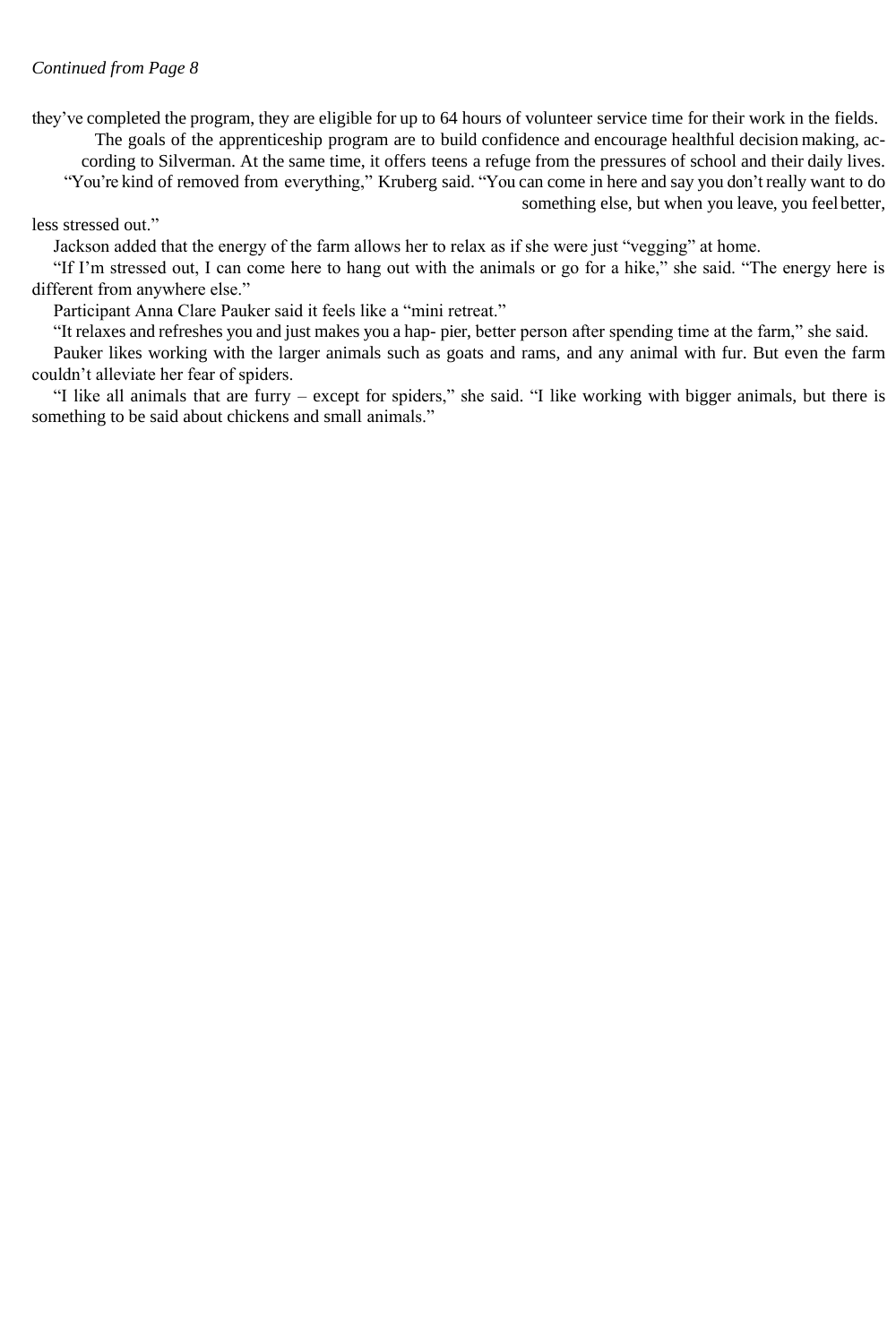*Continued from Page 8*

they've completed the program, they are eligible for up to 64 hours of volunteer service time for their work in the fields.

The goals of the apprenticeship program are to build confidence and encourage healthful decision making, according to Silverman. At the same time, it offers teens a refuge from the pressures of school and their daily lives.

"You're kind of removed from everything," Kruberg said. "You can come in here and say you don't really want to do something else, but when you leave, you feel better, less stressed out."

Jackson added that the energy of the farm allows her to relax as if she were just "vegging" at home.

"If I'm stressed out, I can come here to hang out with the animals or go for a hike," she said. "The energy here is different from anywhere else."

Participant Anna Clare Pauker said it feels like a "mini retreat."

"It relaxes and refreshes you and just makes you a happier, better person after spending time at the farm," she said.

Pauker likes working with the larger animals such as goats and rams, and any animal with fur. But even the farm couldn't alleviate her fear of spiders.

"I like all animals that are furry – except for spiders," she said. "I like working with bigger animals, but there is something to be said about chickens and small animals."